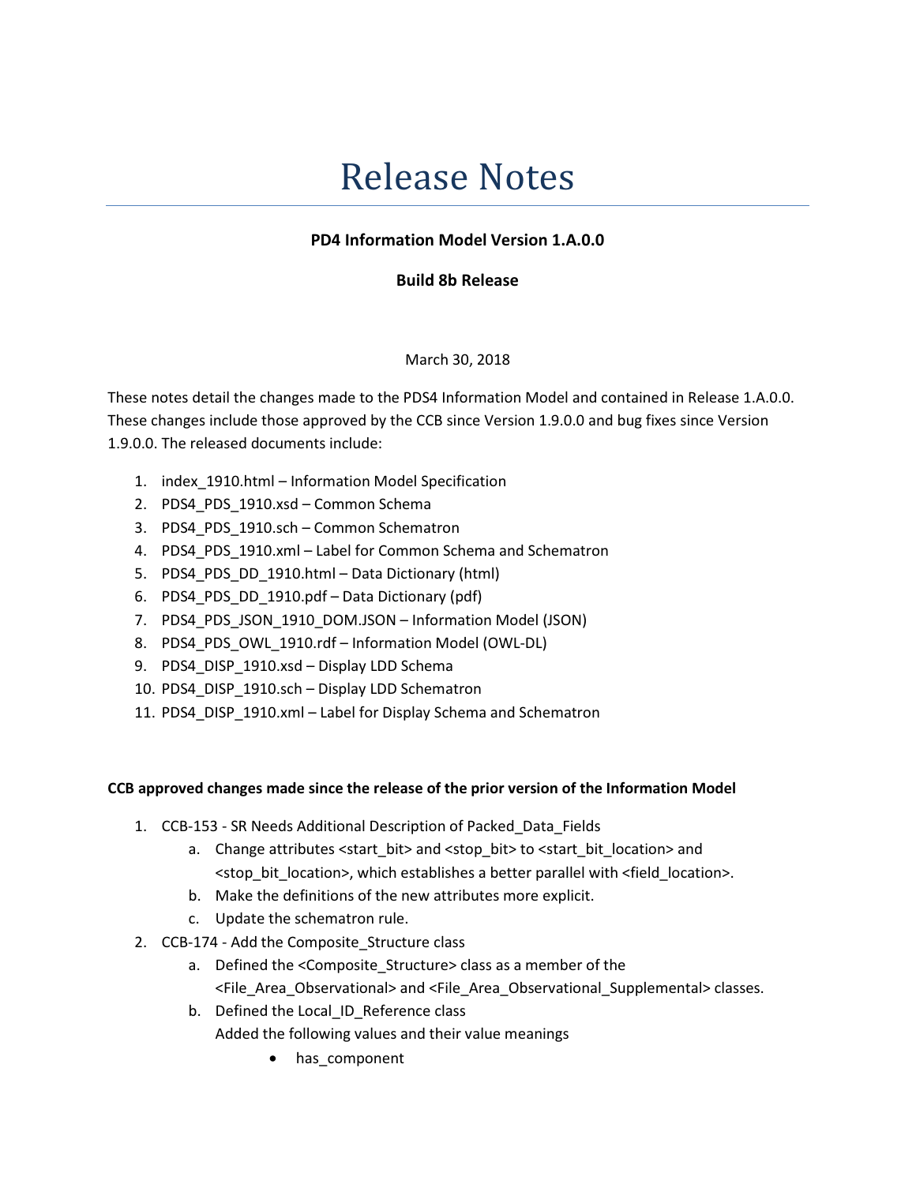# Release Notes

**PD4 Information Model Version 1.A.0.0**

**Build 8b Release**

March 30, 2018

These notes detail the changes made to the PDS4 Information Model and contained in Release 1.A.0.0. These changes include those approved by the CCB since Version 1.9.0.0 and bug fixes since Version 1.9.0.0. The released documents include:

1. index_1910.html – Information Model Specification
2. PDS4_PDS_1910.xsd – Common Schema
3. PDS4_PDS_1910.sch – Common Schematron
4. PDS4_PDS_1910.xml – Label for Common Schema and Schematron
5. PDS4_PDS_DD_1910.html – Data Dictionary (html)
6. PDS4_PDS_DD_1910.pdf – Data Dictionary (pdf)
7. PDS4_PDS_JSON_1910_DOM.JSON – Information Model (JSON)
8. PDS4_PDS_OWL_1910.rdf – Information Model (OWL-DL)
9. PDS4_DISP_1910.xsd – Display LDD Schema
10. PDS4_DISP_1910.sch – Display LDD Schematron
11. PDS4_DISP_1910.xml – Label for Display Schema and Schematron

**CCB approved changes made since the release of the prior version of the Information Model**

1. CCB-153 - SR Needs Additional Description of Packed_Data_Fields
   a. Change attributes <start_bit> and <stop_bit> to <start_bit_location> and <stop_bit_location>, which establishes a better parallel with <field_location>.
   b. Make the definitions of the new attributes more explicit.
   c. Update the schematron rule.
2. CCB-174 - Add the Composite_Structure class
   a. Defined the <Composite_Structure> class as a member of the <File_Area_Observational> and <File_Area_Observational_Supplemental> classes.
   b. Defined the Local_ID_Reference class
      Added the following values and their value meanings
      - has_component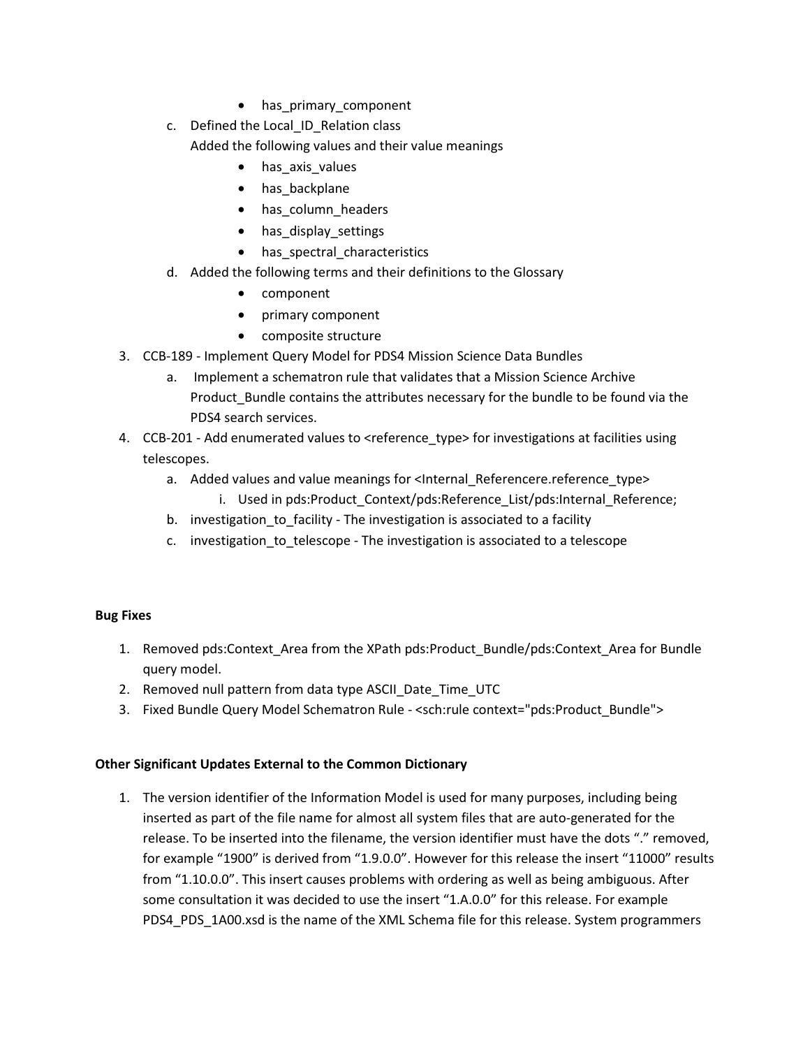- has_primary_component
    c. Defined the Local_ID_Relation class
       Added the following values and their value meanings
        - has_axis_values
        - has_backplane
        - has_column_headers
        - has_display_settings
        - has_spectral_characteristics
    d. Added the following terms and their definitions to the Glossary
        - component
        - primary component
        - composite structure
3. CCB-189 - Implement Query Model for PDS4 Mission Science Data Bundles
    a. Implement a schematron rule that validates that a Mission Science Archive Product_Bundle contains the attributes necessary for the bundle to be found via the PDS4 search services.
4. CCB-201 - Add enumerated values to <reference_type> for investigations at facilities using telescopes.
    a. Added values and value meanings for <Internal_Referencere.reference_type>
        i. Used in pds:Product_Context/pds:Reference_List/pds:Internal_Reference;
    b. investigation_to_facility - The investigation is associated to a facility
    c. investigation_to_telescope - The investigation is associated to a telescope

**Bug Fixes**

1. Removed pds:Context_Area from the XPath pds:Product_Bundle/pds:Context_Area for Bundle query model.
2. Removed null pattern from data type ASCII_Date_Time_UTC
3. Fixed Bundle Query Model Schematron Rule - <sch:rule context="pds:Product_Bundle">

**Other Significant Updates External to the Common Dictionary**

1. The version identifier of the Information Model is used for many purposes, including being inserted as part of the file name for almost all system files that are auto-generated for the release. To be inserted into the filename, the version identifier must have the dots "." removed, for example "1900" is derived from "1.9.0.0". However for this release the insert "11000" results from "1.10.0.0". This insert causes problems with ordering as well as being ambiguous. After some consultation it was decided to use the insert "1.A.0.0" for this release. For example PDS4_PDS_1A00.xsd is the name of the XML Schema file for this release. System programmers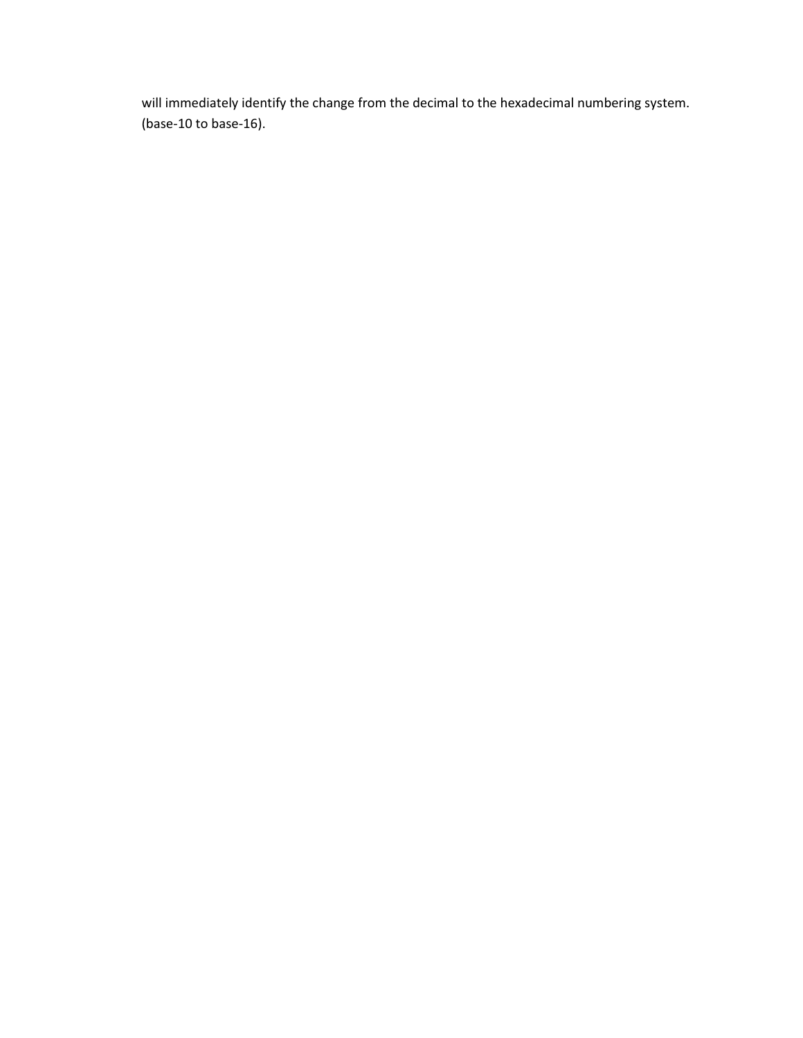will immediately identify the change from the decimal to the hexadecimal numbering system. (base-10 to base-16).